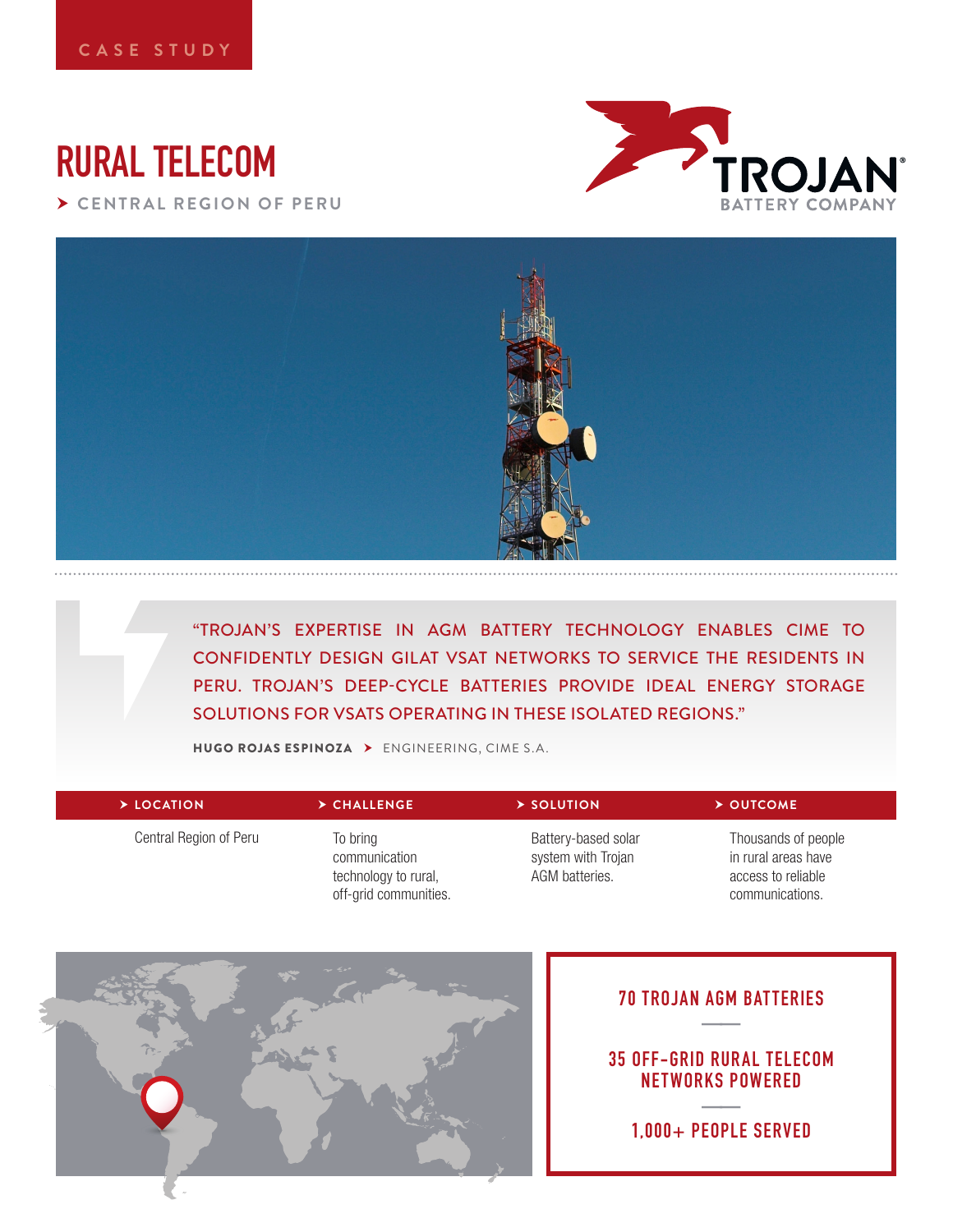CASE STUDY

# RURAL TELECOM

## CENTRAL REGION OF PERU

TROJAN BATTERY COMPANY

"TROJAN'S EXPERTISE IN AGM BATTERY TECHNOLOGY ENABLES CIME TO CONFIDENTLY DESIGN GILAT VSAT NETWORKS TO SERVICE THE RESIDENTS IN PERU. TROJAN'S DEEP-CYCLE BATTERIES PROVIDE IDEAL ENERGY STORAGE SOLUTIONS FOR VSATS OPERATING IN THESE ISOLATED REGIONS."

**HUGO ROJAS ESPINOZA** ➤ ENGINEERING, CIME S.A.

| LOCATION | CHALLENGE | SOLUTION | OUTCOME |
|---|---|---|---|
| Central Region of Peru | To bring communication technology to rural, off-grid communities. | Battery-based solar system with Trojan AGM batteries. | Thousands of people in rural areas have access to reliable communications. |

**70 TROJAN AGM BATTERIES**

**35 OFF-GRID RURAL TELECOM NETWORKS POWERED**

**1,000+ PEOPLE SERVED**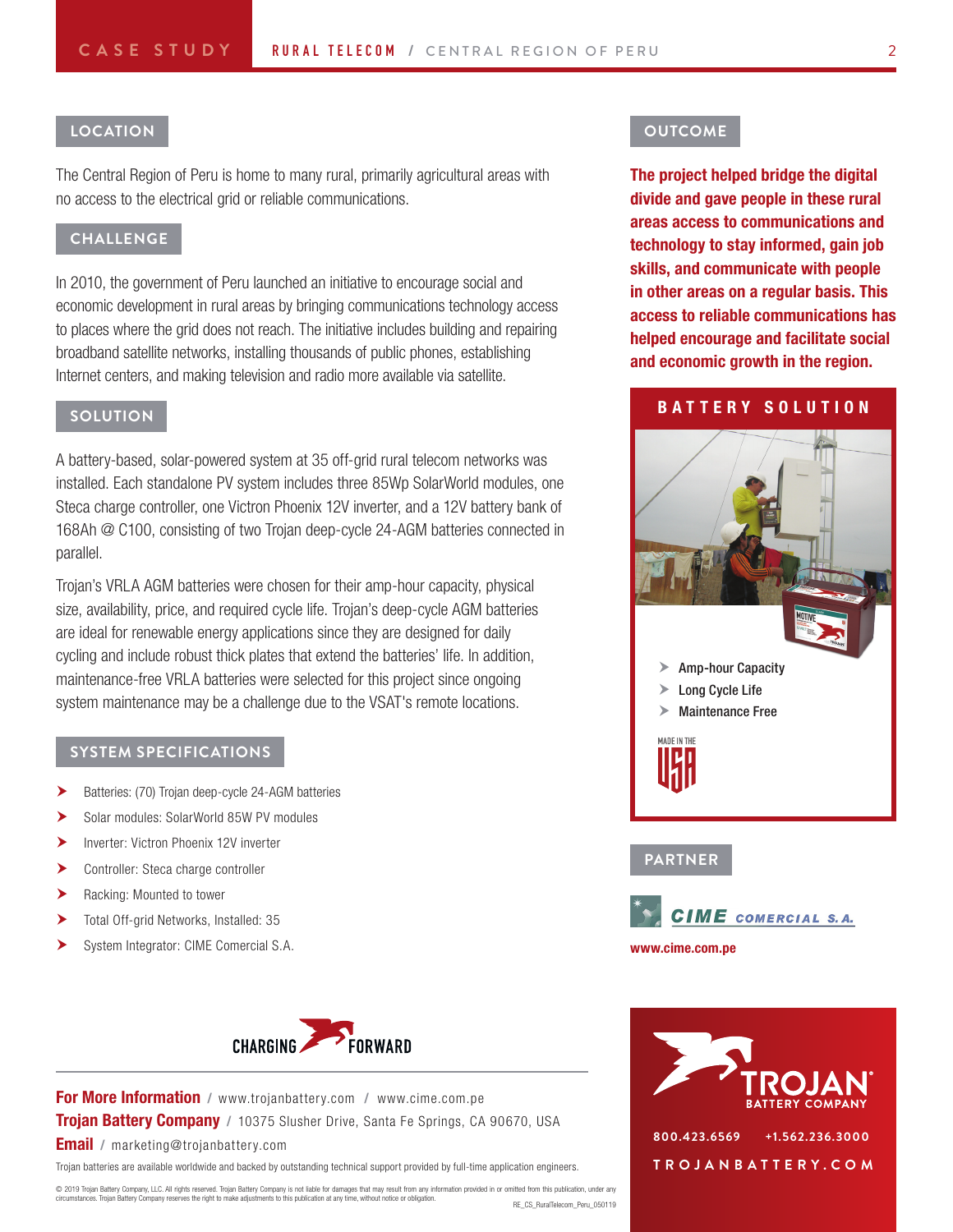## LOCATION

The Central Region of Peru is home to many rural, primarily agricultural areas with no access to the electrical grid or reliable communications.

## CHALLENGE

In 2010, the government of Peru launched an initiative to encourage social and economic development in rural areas by bringing communications technology access to places where the grid does not reach. The initiative includes building and repairing broadband satellite networks, installing thousands of public phones, establishing Internet centers, and making television and radio more available via satellite.

## SOLUTION

A battery-based, solar-powered system at 35 off-grid rural telecom networks was installed. Each standalone PV system includes three 85Wp SolarWorld modules, one Steca charge controller, one Victron Phoenix 12V inverter, and a 12V battery bank of 168Ah @ C100, consisting of two Trojan deep-cycle 24-AGM batteries connected in parallel.

Trojan's VRLA AGM batteries were chosen for their amp-hour capacity, physical size, availability, price, and required cycle life. Trojan's deep-cycle AGM batteries are ideal for renewable energy applications since they are designed for daily cycling and include robust thick plates that extend the batteries' life. In addition, maintenance-free VRLA batteries were selected for this project since ongoing system maintenance may be a challenge due to the VSAT's remote locations.

## SYSTEM SPECIFICATIONS

- Batteries: (70) Trojan deep-cycle 24-AGM batteries
- Solar modules: SolarWorld 85W PV modules
- Inverter: Victron Phoenix 12V inverter
- Controller: Steca charge controller
- Racking: Mounted to tower
- Total Off-grid Networks, Installed: 35
- System Integrator: CIME Comercial S.A.

## OUTCOME

**The project helped bridge the digital divide and gave people in these rural areas access to communications and technology to stay informed, gain job skills, and communicate with people in other areas on a regular basis. This access to reliable communications has helped encourage and facilitate social and economic growth in the region.**

## BATTERY SOLUTION

- Amp-hour Capacity
- Long Cycle Life
- Maintenance Free

MADE IN THE USA

## PARTNER

CIME COMERCIAL S.A.

**www.cime.com.pe**

CHARGING FORWARD

**For More Information** / www.trojanbattery.com / www.cime.com.pe
**Trojan Battery Company** / 10375 Slusher Drive, Santa Fe Springs, CA 90670, USA
**Email** / marketing@trojanbattery.com

Trojan batteries are available worldwide and backed by outstanding technical support provided by full-time application engineers.

© 2019 Trojan Battery Company, LLC. All rights reserved. Trojan Battery Company is not liable for damages that may result from any information provided in or omitted from this publication, under any circumstances. Trojan Battery Company reserves the right to make adjustments to this publication at any time, without notice or obligation.

RE_CS_RuralTelecom_Peru_050119

TROJAN BATTERY COMPANY

800.423.6569 +1.562.236.3000

TROJANBATTERY.COM